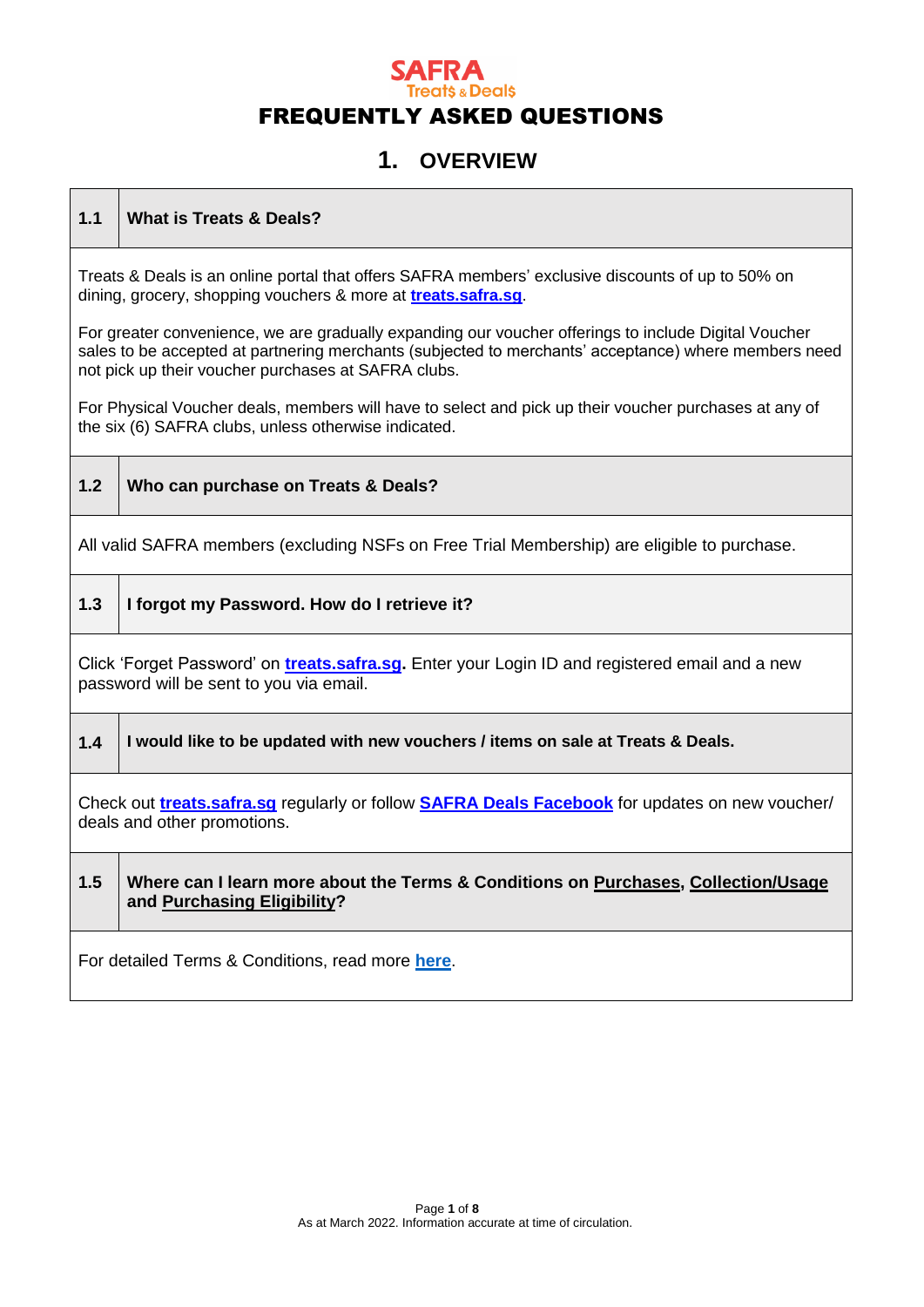SAFRA Treats & Deals

# FREQUENTLY ASKED QUESTIONS

## 1. OVERVIEW

### 1.1 What is Treats & Deals?

Treats & Deals is an online portal that offers SAFRA members' exclusive discounts of up to 50% on dining, grocery, shopping vouchers & more at **treats.safra.sg**.

For greater convenience, we are gradually expanding our voucher offerings to include Digital Voucher sales to be accepted at partnering merchants (subjected to merchants' acceptance) where members need not pick up their voucher purchases at SAFRA clubs.

For Physical Voucher deals, members will have to select and pick up their voucher purchases at any of the six (6) SAFRA clubs, unless otherwise indicated.

### 1.2 Who can purchase on Treats & Deals?

All valid SAFRA members (excluding NSFs on Free Trial Membership) are eligible to purchase.

### 1.3 I forgot my Password. How do I retrieve it?

Click 'Forget Password' on **treats.safra.sg**. Enter your Login ID and registered email and a new password will be sent to you via email.

### 1.4 I would like to be updated with new vouchers / items on sale at Treats & Deals.

Check out **treats.safra.sg** regularly or follow **SAFRA Deals Facebook** for updates on new voucher/ deals and other promotions.

### 1.5 Where can I learn more about the Terms & Conditions on Purchases, Collection/Usage and Purchasing Eligibility?

For detailed Terms & Conditions, read more **here**.

As at March 2022. Information accurate at time of circulation.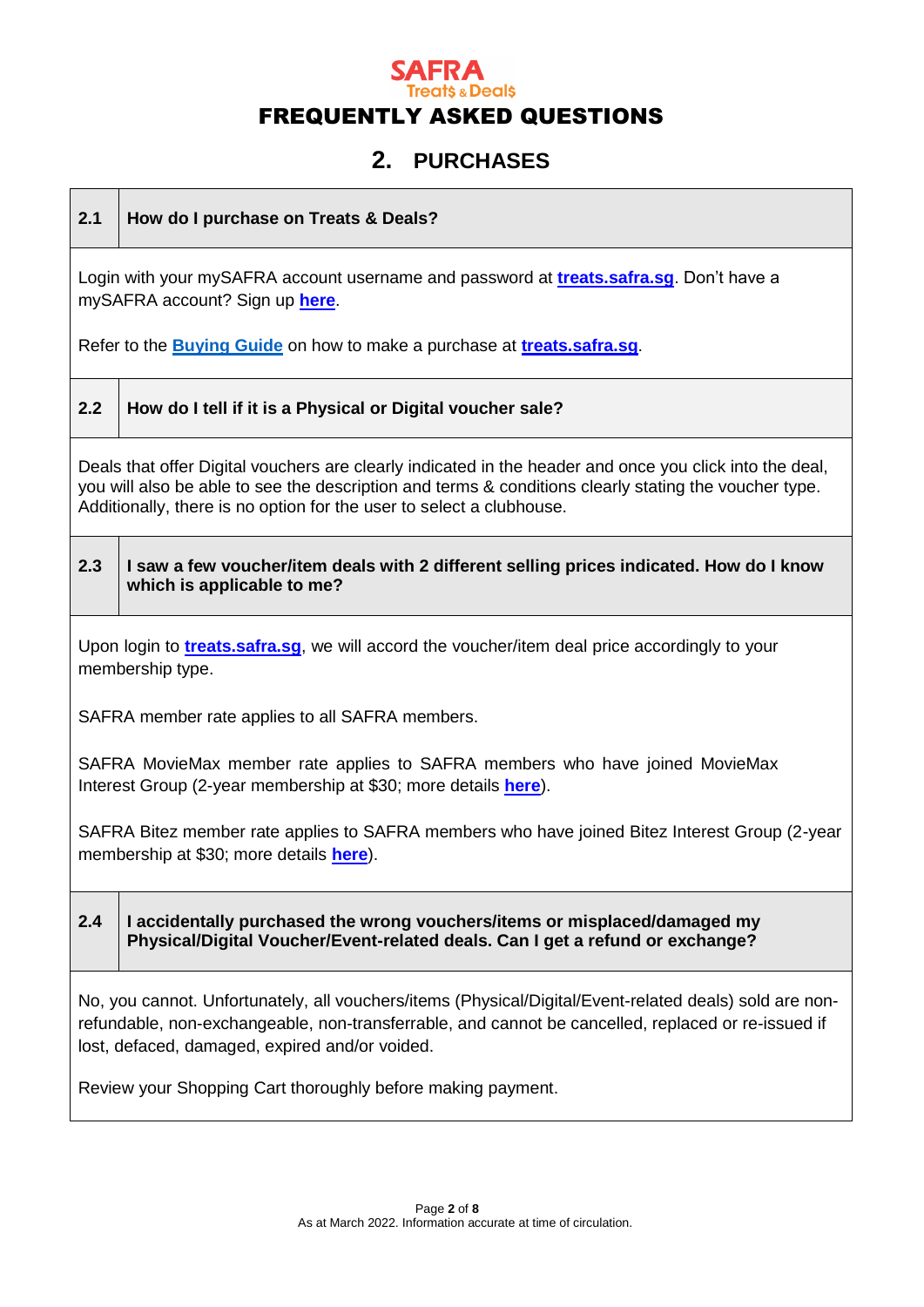**SAFRA** Treats & Deals

# FREQUENTLY ASKED QUESTIONS

## 2. PURCHASES

### 2.1 How do I purchase on Treats & Deals?

Login with your mySAFRA account username and password at **treats.safra.sg**. Don't have a mySAFRA account? Sign up **here**.

Refer to the **Buying Guide** on how to make a purchase at **treats.safra.sg**.

### 2.2 How do I tell if it is a Physical or Digital voucher sale?

Deals that offer Digital vouchers are clearly indicated in the header and once you click into the deal, you will also be able to see the description and terms & conditions clearly stating the voucher type. Additionally, there is no option for the user to select a clubhouse.

### 2.3 I saw a few voucher/item deals with 2 different selling prices indicated. How do I know which is applicable to me?

Upon login to **treats.safra.sg**, we will accord the voucher/item deal price accordingly to your membership type.

SAFRA member rate applies to all SAFRA members.

SAFRA MovieMax member rate applies to SAFRA members who have joined MovieMax Interest Group (2-year membership at $30; more details **here**).

SAFRA Bitez member rate applies to SAFRA members who have joined Bitez Interest Group (2-year membership at $30; more details **here**).

### 2.4 I accidentally purchased the wrong vouchers/items or misplaced/damaged my Physical/Digital Voucher/Event-related deals. Can I get a refund or exchange?

No, you cannot. Unfortunately, all vouchers/items (Physical/Digital/Event-related deals) sold are non-refundable, non-exchangeable, non-transferrable, and cannot be cancelled, replaced or re-issued if lost, defaced, damaged, expired and/or voided.

Review your Shopping Cart thoroughly before making payment.

As at March 2022. Information accurate at time of circulation.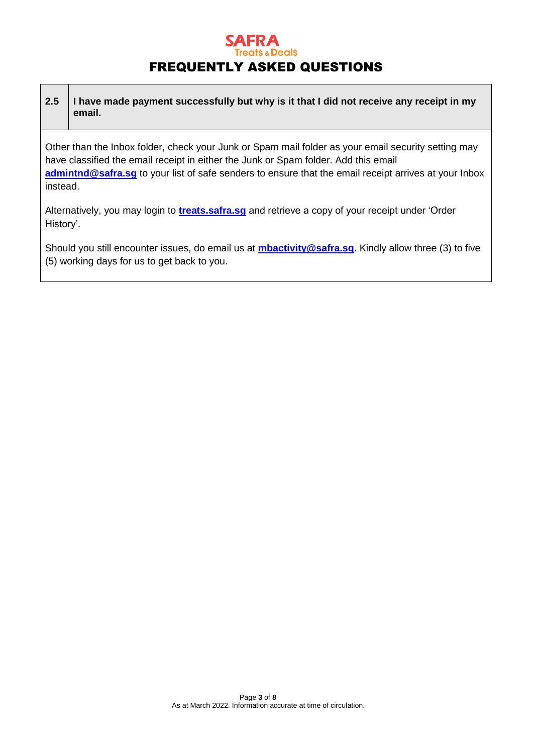### 2.5 I have made payment successfully but why is it that I did not receive any receipt in my email.

Other than the Inbox folder, check your Junk or Spam mail folder as your email security setting may have classified the email receipt in either the Junk or Spam folder. Add this email **admintnd@safra.sg** to your list of safe senders to ensure that the email receipt arrives at your Inbox instead.

Alternatively, you may login to **treats.safra.sg** and retrieve a copy of your receipt under 'Order History'.

Should you still encounter issues, do email us at **mbactivity@safra.sg**. Kindly allow three (3) to five (5) working days for us to get back to you.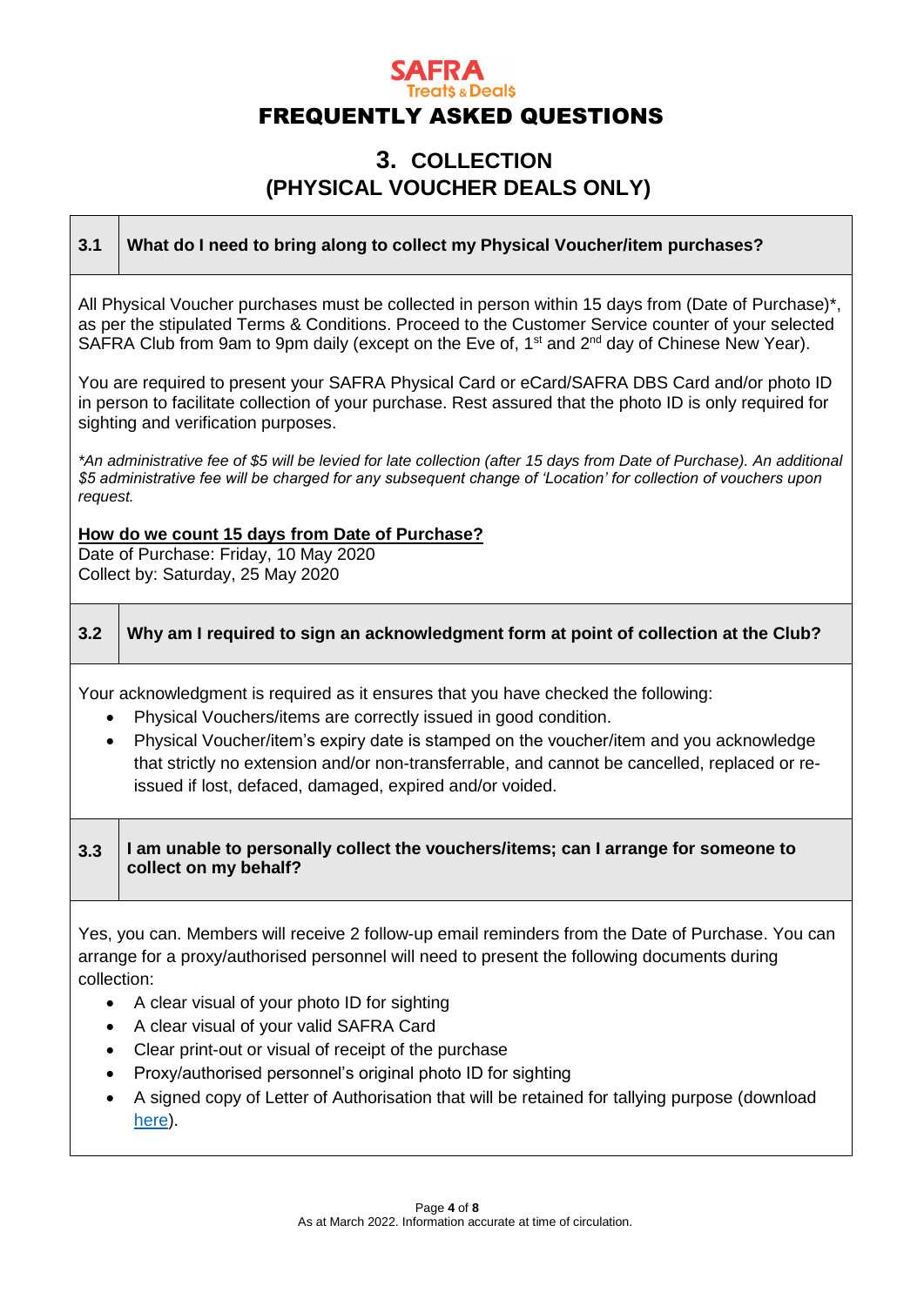SAFRA Treats & Deals

# FREQUENTLY ASKED QUESTIONS

## 3. COLLECTION (PHYSICAL VOUCHER DEALS ONLY)

### 3.1 What do I need to bring along to collect my Physical Voucher/item purchases?

All Physical Voucher purchases must be collected in person within 15 days from (Date of Purchase)*, as per the stipulated Terms & Conditions. Proceed to the Customer Service counter of your selected SAFRA Club from 9am to 9pm daily (except on the Eve of, 1st and 2nd day of Chinese New Year).

You are required to present your SAFRA Physical Card or eCard/SAFRA DBS Card and/or photo ID in person to facilitate collection of your purchase. Rest assured that the photo ID is only required for sighting and verification purposes.

*\*An administrative fee of $5 will be levied for late collection (after 15 days from Date of Purchase). An additional $5 administrative fee will be charged for any subsequent change of 'Location' for collection of vouchers upon request.*

**How do we count 15 days from Date of Purchase?**
Date of Purchase: Friday, 10 May 2020
Collect by: Saturday, 25 May 2020

### 3.2 Why am I required to sign an acknowledgment form at point of collection at the Club?

Your acknowledgment is required as it ensures that you have checked the following:

- Physical Vouchers/items are correctly issued in good condition.
- Physical Voucher/item's expiry date is stamped on the voucher/item and you acknowledge that strictly no extension and/or non-transferrable, and cannot be cancelled, replaced or re-issued if lost, defaced, damaged, expired and/or voided.

### 3.3 I am unable to personally collect the vouchers/items; can I arrange for someone to collect on my behalf?

Yes, you can. Members will receive 2 follow-up email reminders from the Date of Purchase. You can arrange for a proxy/authorised personnel will need to present the following documents during collection:

- A clear visual of your photo ID for sighting
- A clear visual of your valid SAFRA Card
- Clear print-out or visual of receipt of the purchase
- Proxy/authorised personnel's original photo ID for sighting
- A signed copy of Letter of Authorisation that will be retained for tallying purpose (download here).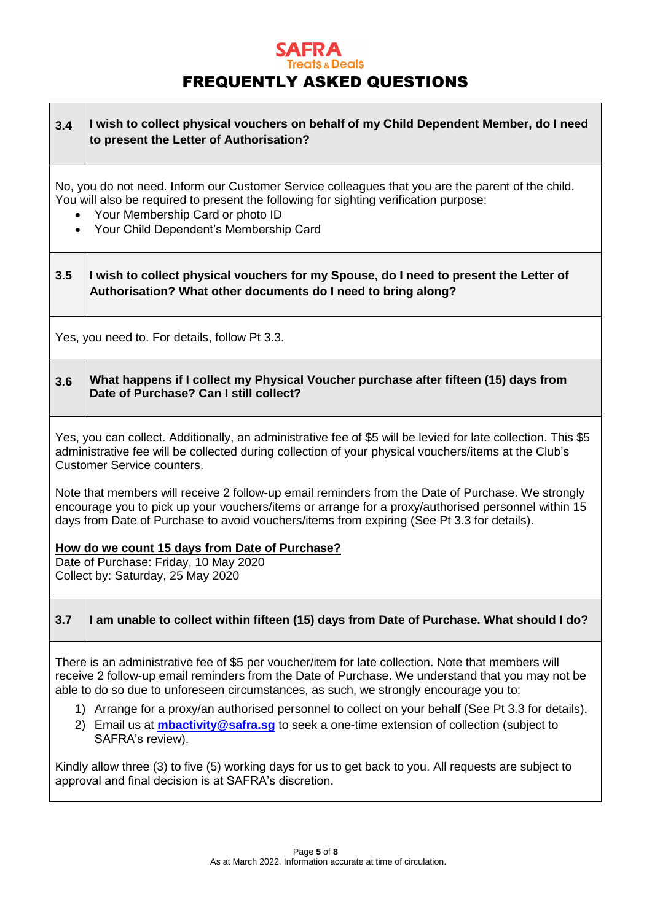**FREQUENTLY ASKED QUESTIONS**

**3.4 I wish to collect physical vouchers on behalf of my Child Dependent Member, do I need to present the Letter of Authorisation?**

No, you do not need. Inform our Customer Service colleagues that you are the parent of the child. You will also be required to present the following for sighting verification purpose:

- Your Membership Card or photo ID
- Your Child Dependent's Membership Card

**3.5 I wish to collect physical vouchers for my Spouse, do I need to present the Letter of Authorisation? What other documents do I need to bring along?**

Yes, you need to. For details, follow Pt 3.3.

**3.6 What happens if I collect my Physical Voucher purchase after fifteen (15) days from Date of Purchase? Can I still collect?**

Yes, you can collect. Additionally, an administrative fee of $5 will be levied for late collection. This $5 administrative fee will be collected during collection of your physical vouchers/items at the Club's Customer Service counters.

Note that members will receive 2 follow-up email reminders from the Date of Purchase. We strongly encourage you to pick up your vouchers/items or arrange for a proxy/authorised personnel within 15 days from Date of Purchase to avoid vouchers/items from expiring (See Pt 3.3 for details).

**<u>How do we count 15 days from Date of Purchase?</u>**
Date of Purchase: Friday, 10 May 2020
Collect by: Saturday, 25 May 2020

**3.7 I am unable to collect within fifteen (15) days from Date of Purchase. What should I do?**

There is an administrative fee of $5 per voucher/item for late collection. Note that members will receive 2 follow-up email reminders from the Date of Purchase. We understand that you may not be able to do so due to unforeseen circumstances, as such, we strongly encourage you to:

1) Arrange for a proxy/an authorised personnel to collect on your behalf (See Pt 3.3 for details).
2) Email us at **mbactivity@safra.sg** to seek a one-time extension of collection (subject to SAFRA's review).

Kindly allow three (3) to five (5) working days for us to get back to you. All requests are subject to approval and final decision is at SAFRA's discretion.

As at March 2022. Information accurate at time of circulation.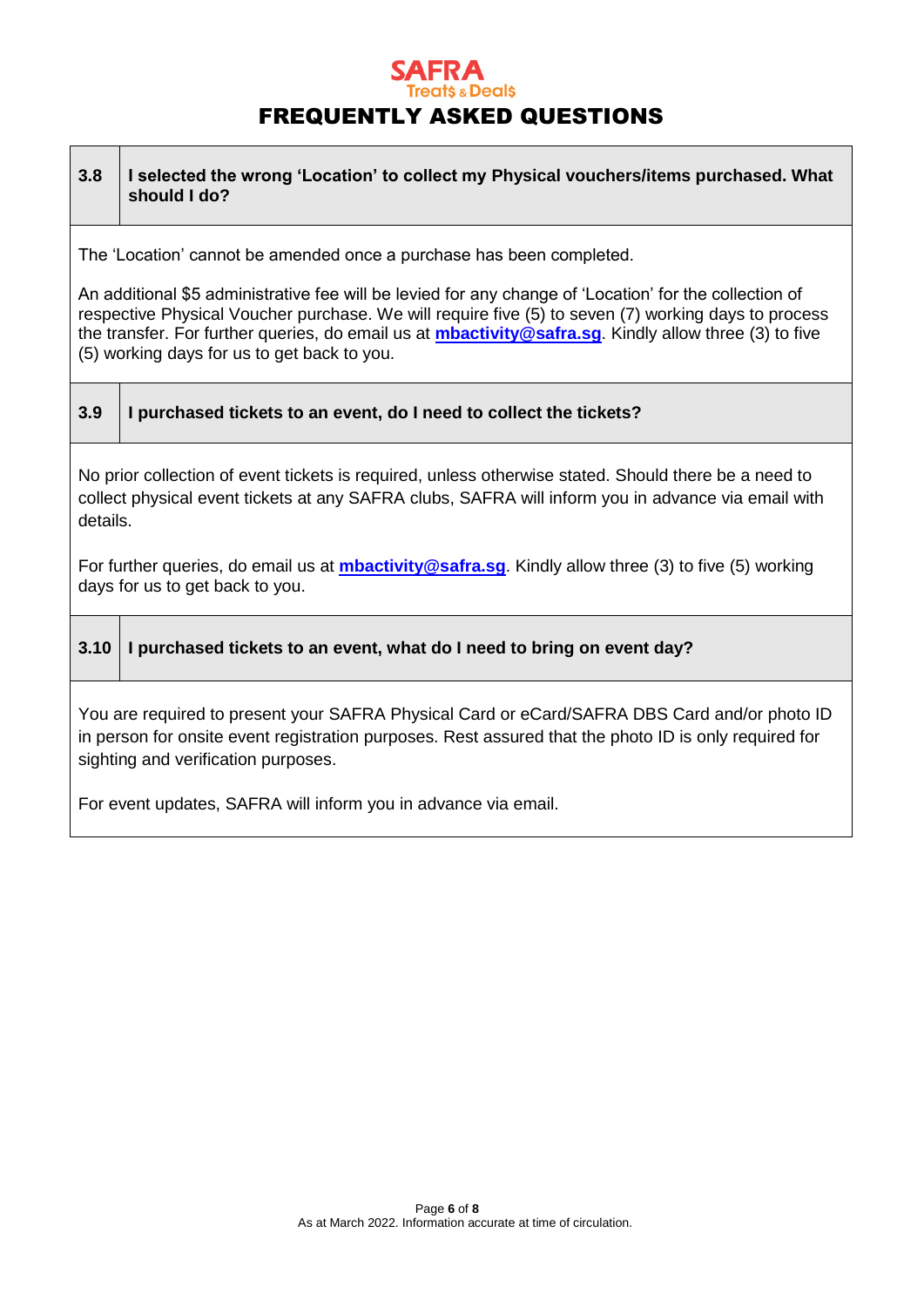# FREQUENTLY ASKED QUESTIONS

### 3.8 I selected the wrong 'Location' to collect my Physical vouchers/items purchased. What should I do?

The 'Location' cannot be amended once a purchase has been completed.

An additional $5 administrative fee will be levied for any change of 'Location' for the collection of respective Physical Voucher purchase. We will require five (5) to seven (7) working days to process the transfer. For further queries, do email us at **mbactivity@safra.sg**. Kindly allow three (3) to five (5) working days for us to get back to you.

### 3.9 I purchased tickets to an event, do I need to collect the tickets?

No prior collection of event tickets is required, unless otherwise stated. Should there be a need to collect physical event tickets at any SAFRA clubs, SAFRA will inform you in advance via email with details.

For further queries, do email us at **mbactivity@safra.sg**. Kindly allow three (3) to five (5) working days for us to get back to you.

### 3.10 I purchased tickets to an event, what do I need to bring on event day?

You are required to present your SAFRA Physical Card or eCard/SAFRA DBS Card and/or photo ID in person for onsite event registration purposes. Rest assured that the photo ID is only required for sighting and verification purposes.

For event updates, SAFRA will inform you in advance via email.

As at March 2022. Information accurate at time of circulation.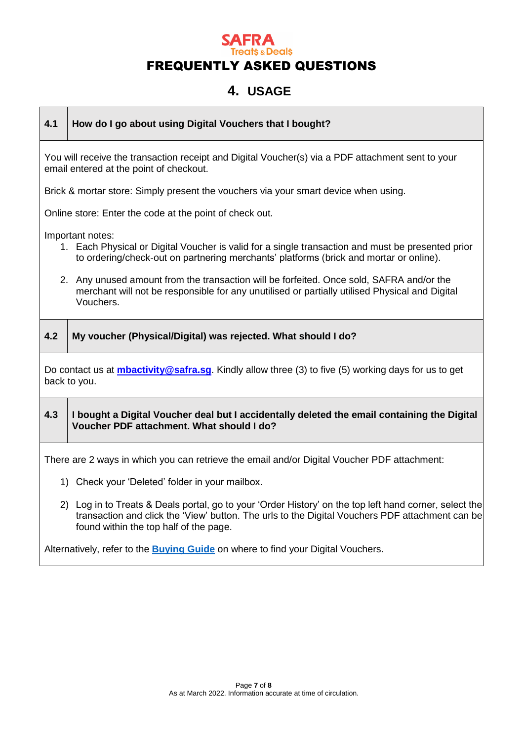SAFRA Treats & Deals

# FREQUENTLY ASKED QUESTIONS

## 4. USAGE

### 4.1 How do I go about using Digital Vouchers that I bought?

You will receive the transaction receipt and Digital Voucher(s) via a PDF attachment sent to your email entered at the point of checkout.

Brick & mortar store: Simply present the vouchers via your smart device when using.

Online store: Enter the code at the point of check out.

Important notes:

1. Each Physical or Digital Voucher is valid for a single transaction and must be presented prior to ordering/check-out on partnering merchants' platforms (brick and mortar or online).
2. Any unused amount from the transaction will be forfeited. Once sold, SAFRA and/or the merchant will not be responsible for any unutilised or partially utilised Physical and Digital Vouchers.

### 4.2 My voucher (Physical/Digital) was rejected. What should I do?

Do contact us at **mbactivity@safra.sg**. Kindly allow three (3) to five (5) working days for us to get back to you.

### 4.3 I bought a Digital Voucher deal but I accidentally deleted the email containing the Digital Voucher PDF attachment. What should I do?

There are 2 ways in which you can retrieve the email and/or Digital Voucher PDF attachment:

1) Check your 'Deleted' folder in your mailbox.
2) Log in to Treats & Deals portal, go to your 'Order History' on the top left hand corner, select the transaction and click the 'View' button. The urls to the Digital Vouchers PDF attachment can be found within the top half of the page.

Alternatively, refer to the **Buying Guide** on where to find your Digital Vouchers.

As at March 2022. Information accurate at time of circulation.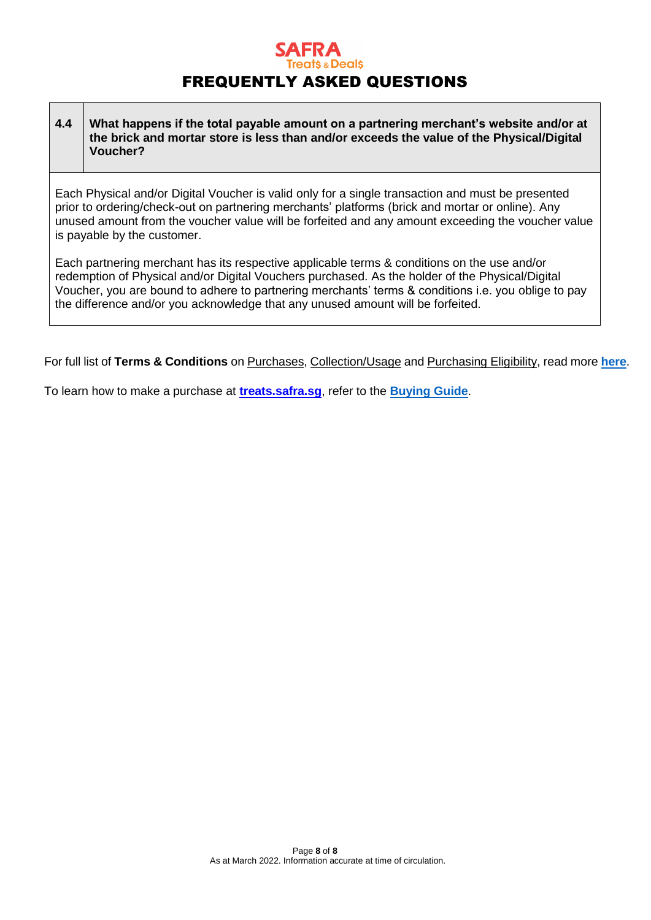| 4.4 | What happens if the total payable amount on a partnering merchant's website and/or at the brick and mortar store is less than and/or exceeds the value of the Physical/Digital Voucher? |
|---|---|

Each Physical and/or Digital Voucher is valid only for a single transaction and must be presented prior to ordering/check-out on partnering merchants' platforms (brick and mortar or online). Any unused amount from the voucher value will be forfeited and any amount exceeding the voucher value is payable by the customer.

Each partnering merchant has its respective applicable terms & conditions on the use and/or redemption of Physical and/or Digital Vouchers purchased. As the holder of the Physical/Digital Voucher, you are bound to adhere to partnering merchants' terms & conditions i.e. you oblige to pay the difference and/or you acknowledge that any unused amount will be forfeited.

For full list of **Terms & Conditions** on Purchases, Collection/Usage and Purchasing Eligibility, read more **here**.

To learn how to make a purchase at **treats.safra.sg**, refer to the **Buying Guide**.

As at March 2022. Information accurate at time of circulation.